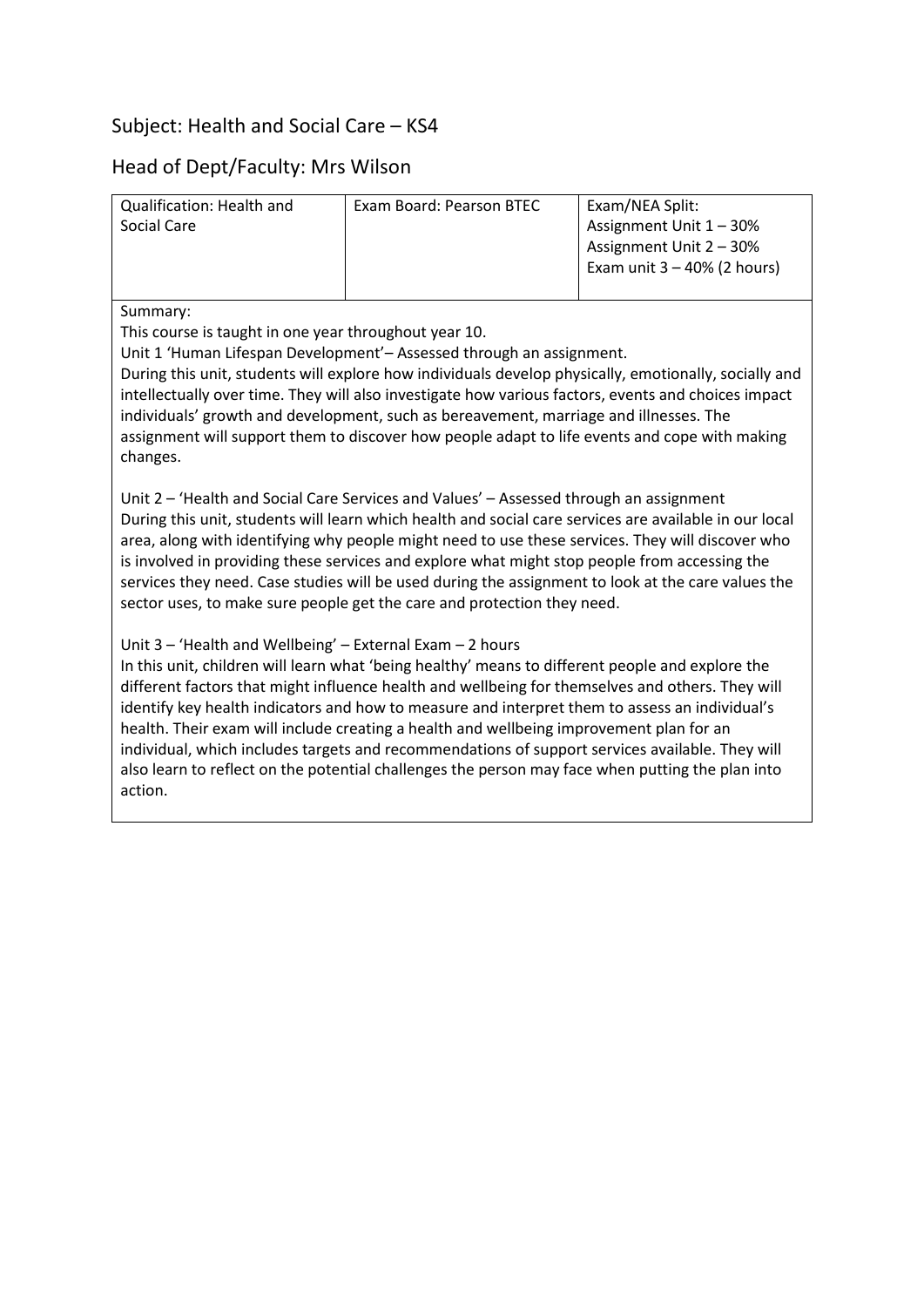## Subject: Health and Social Care – KS4

## Head of Dept/Faculty: Mrs Wilson

| Qualification: Health and Social Care | Exam Board: Pearson BTEC | Exam/NEA Split:<br>Assignment Unit 1 – 30%<br>Assignment Unit 2 – 30%<br>Exam unit 3 – 40% (2 hours) |
|---|---|---|

Summary:

This course is taught in one year throughout year 10.

Unit 1 'Human Lifespan Development'– Assessed through an assignment.

During this unit, students will explore how individuals develop physically, emotionally, socially and intellectually over time. They will also investigate how various factors, events and choices impact individuals' growth and development, such as bereavement, marriage and illnesses. The assignment will support them to discover how people adapt to life events and cope with making changes.

Unit 2 – 'Health and Social Care Services and Values' – Assessed through an assignment

During this unit, students will learn which health and social care services are available in our local area, along with identifying why people might need to use these services. They will discover who is involved in providing these services and explore what might stop people from accessing the services they need. Case studies will be used during the assignment to look at the care values the sector uses, to make sure people get the care and protection they need.

Unit 3 – 'Health and Wellbeing' – External Exam – 2 hours

In this unit, children will learn what 'being healthy' means to different people and explore the different factors that might influence health and wellbeing for themselves and others. They will identify key health indicators and how to measure and interpret them to assess an individual's health. Their exam will include creating a health and wellbeing improvement plan for an individual, which includes targets and recommendations of support services available. They will also learn to reflect on the potential challenges the person may face when putting the plan into action.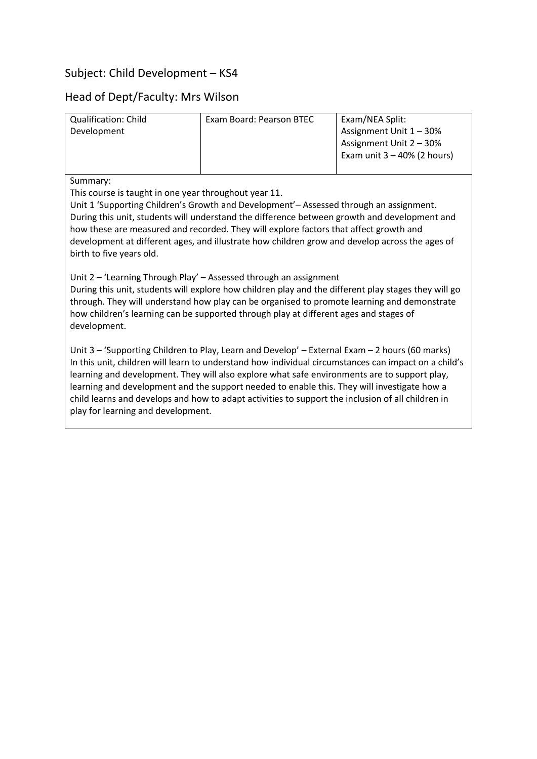## Subject: Child Development – KS4

## Head of Dept/Faculty: Mrs Wilson

| | | |
|---|---|---|
| Qualification: Child Development | Exam Board: Pearson BTEC | Exam/NEA Split:<br>Assignment Unit 1 – 30%<br>Assignment Unit 2 – 30%<br>Exam unit 3 – 40% (2 hours) |

Summary:

This course is taught in one year throughout year 11.

Unit 1 'Supporting Children's Growth and Development'– Assessed through an assignment.
During this unit, students will understand the difference between growth and development and how these are measured and recorded. They will explore factors that affect growth and development at different ages, and illustrate how children grow and develop across the ages of birth to five years old.

Unit 2 – 'Learning Through Play' – Assessed through an assignment
During this unit, students will explore how children play and the different play stages they will go through. They will understand how play can be organised to promote learning and demonstrate how children's learning can be supported through play at different ages and stages of development.

Unit 3 – 'Supporting Children to Play, Learn and Develop' – External Exam – 2 hours (60 marks)
In this unit, children will learn to understand how individual circumstances can impact on a child's learning and development. They will also explore what safe environments are to support play, learning and development and the support needed to enable this. They will investigate how a child learns and develops and how to adapt activities to support the inclusion of all children in play for learning and development.